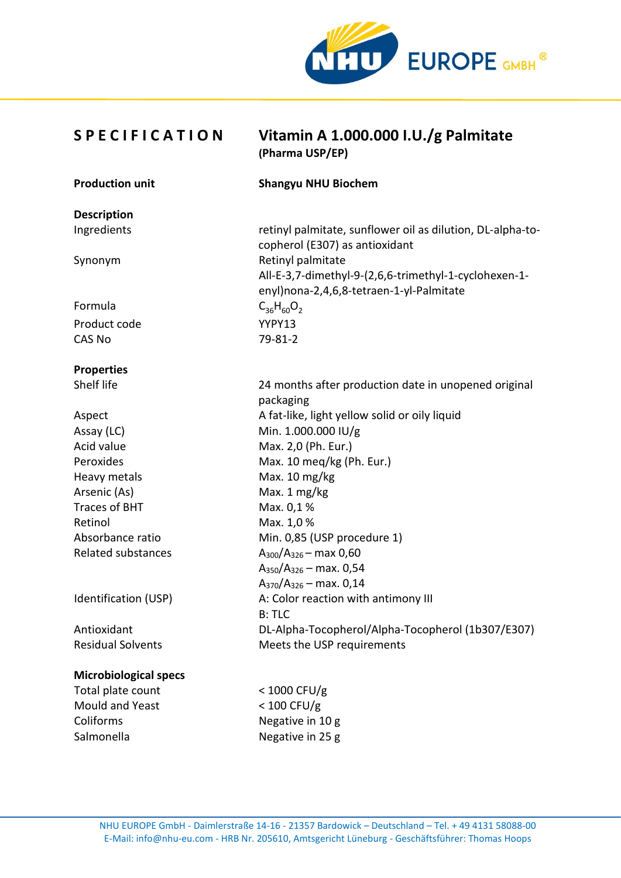# SPECIFICATION

## Vitamin A 1.000.000 I.U./g Palmitate

**(Pharma USP/EP)**

| | |
|---|---|
| **Production unit** | **Shangyu NHU Biochem** |

### Description

| | |
|---|---|
| Ingredients | retinyl palmitate, sunflower oil as dilution, DL-alpha-tocopherol (E307) as antioxidant |
| Synonym | Retinyl palmitate<br>All-E-3,7-dimethyl-9-(2,6,6-trimethyl-1-cyclohexen-1-enyl)nona-2,4,6,8-tetraen-1-yl-Palmitate |
| Formula | $C_{36}H_{60}O_2$ |
| Product code | YYPY13 |
| CAS No | 79-81-2 |

### Properties

| | |
|---|---|
| Shelf life | 24 months after production date in unopened original packaging |
| Aspect | A fat-like, light yellow solid or oily liquid |
| Assay (LC) | Min. 1.000.000 IU/g |
| Acid value | Max. 2,0 (Ph. Eur.) |
| Peroxides | Max. 10 meq/kg (Ph. Eur.) |
| Heavy metals | Max. 10 mg/kg |
| Arsenic (As) | Max. 1 mg/kg |
| Traces of BHT | Max. 0,1 % |
| Retinol | Max. 1,0 % |
| Absorbance ratio | Min. 0,85 (USP procedure 1) |
| Related substances | $A_{300}/A_{326}$ – max 0,60<br>$A_{350}/A_{326}$ – max. 0,54<br>$A_{370}/A_{326}$ – max. 0,14 |
| Identification (USP) | A: Color reaction with antimony III<br>B: TLC |
| Antioxidant | DL-Alpha-Tocopherol/Alpha-Tocopherol (1b307/E307) |
| Residual Solvents | Meets the USP requirements |

### Microbiological specs

| | |
|---|---|
| Total plate count | < 1000 CFU/g |
| Mould and Yeast | < 100 CFU/g |
| Coliforms | Negative in 10 g |
| Salmonella | Negative in 25 g |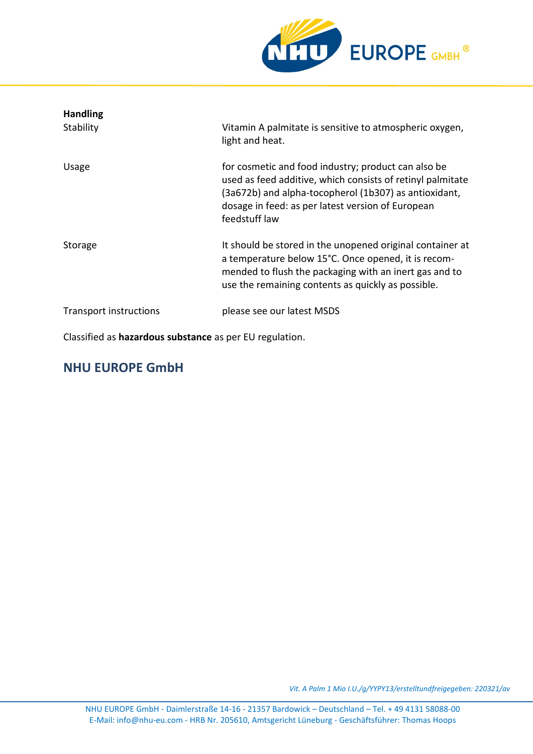**Handling**

| | |
|---|---|
| Stability | Vitamin A palmitate is sensitive to atmospheric oxygen, light and heat. |
| Usage | for cosmetic and food industry; product can also be used as feed additive, which consists of retinyl palmitate (3a672b) and alpha-tocopherol (1b307) as antioxidant, dosage in feed: as per latest version of European feedstuff law |
| Storage | It should be stored in the unopened original container at a temperature below 15°C. Once opened, it is recommended to flush the packaging with an inert gas and to use the remaining contents as quickly as possible. |
| Transport instructions | please see our latest MSDS |

Classified as **hazardous substance** as per EU regulation.

## NHU EUROPE GmbH

*Vit. A Palm 1 Mio I.U./g/YYPY13/erstelltundfreigegeben: 220321/av*